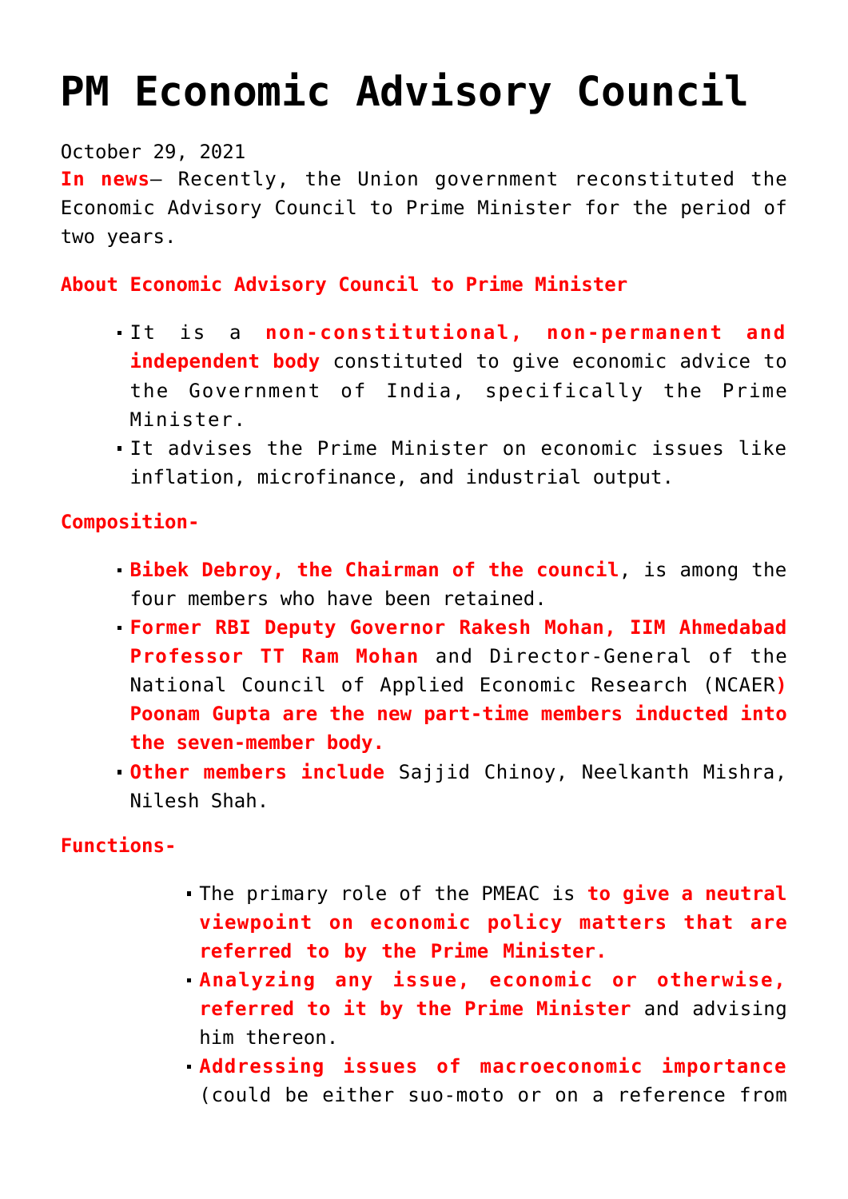# PM Economic Advisory Council

October 29, 2021

**In news**– Recently, the Union government reconstituted the Economic Advisory Council to Prime Minister for the period of two years.

**About Economic Advisory Council to Prime Minister**

- It is a **non-constitutional, non-permanent and independent body** constituted to give economic advice to the Government of India, specifically the Prime Minister.
- It advises the Prime Minister on economic issues like inflation, microfinance, and industrial output.

**Composition-**

- **Bibek Debroy, the Chairman of the council**, is among the four members who have been retained.
- **Former RBI Deputy Governor Rakesh Mohan, IIM Ahmedabad Professor TT Ram Mohan** and Director-General of the National Council of Applied Economic Research (NCAER**) Poonam Gupta are the new part-time members inducted into the seven-member body.**
- **Other members include** Sajjid Chinoy, Neelkanth Mishra, Nilesh Shah.

**Functions-**

- The primary role of the PMEAC is **to give a neutral viewpoint on economic policy matters that are referred to by the Prime Minister.**
- **Analyzing any issue, economic or otherwise, referred to it by the Prime Minister** and advising him thereon.
- **Addressing issues of macroeconomic importance** (could be either suo-moto or on a reference from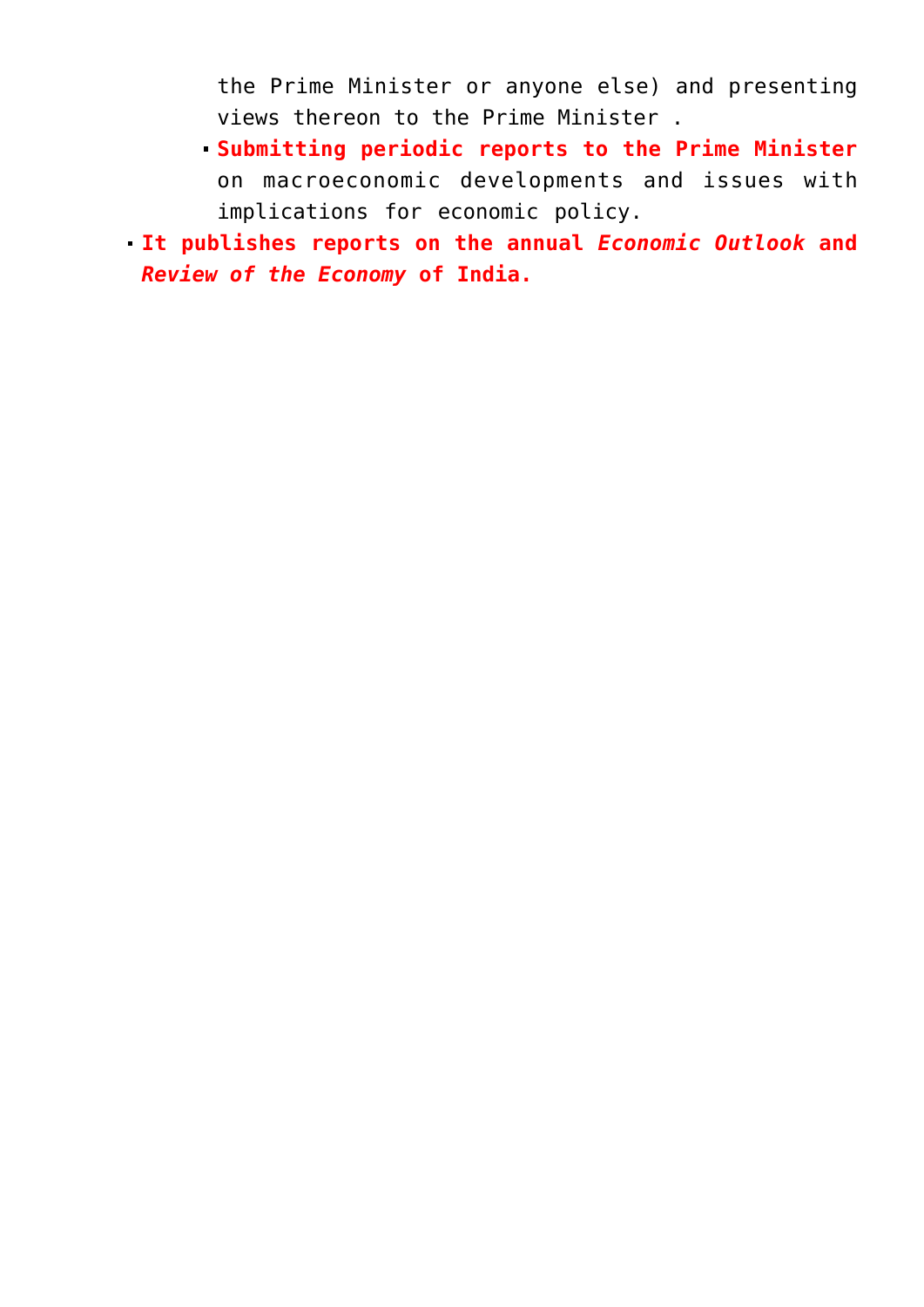the Prime Minister or anyone else) and presenting views thereon to the Prime Minister .

    - **Submitting periodic reports to the Prime Minister** on macroeconomic developments and issues with implications for economic policy.

- **It publishes reports on the annual *Economic Outlook* and *Review of the Economy* of India.**